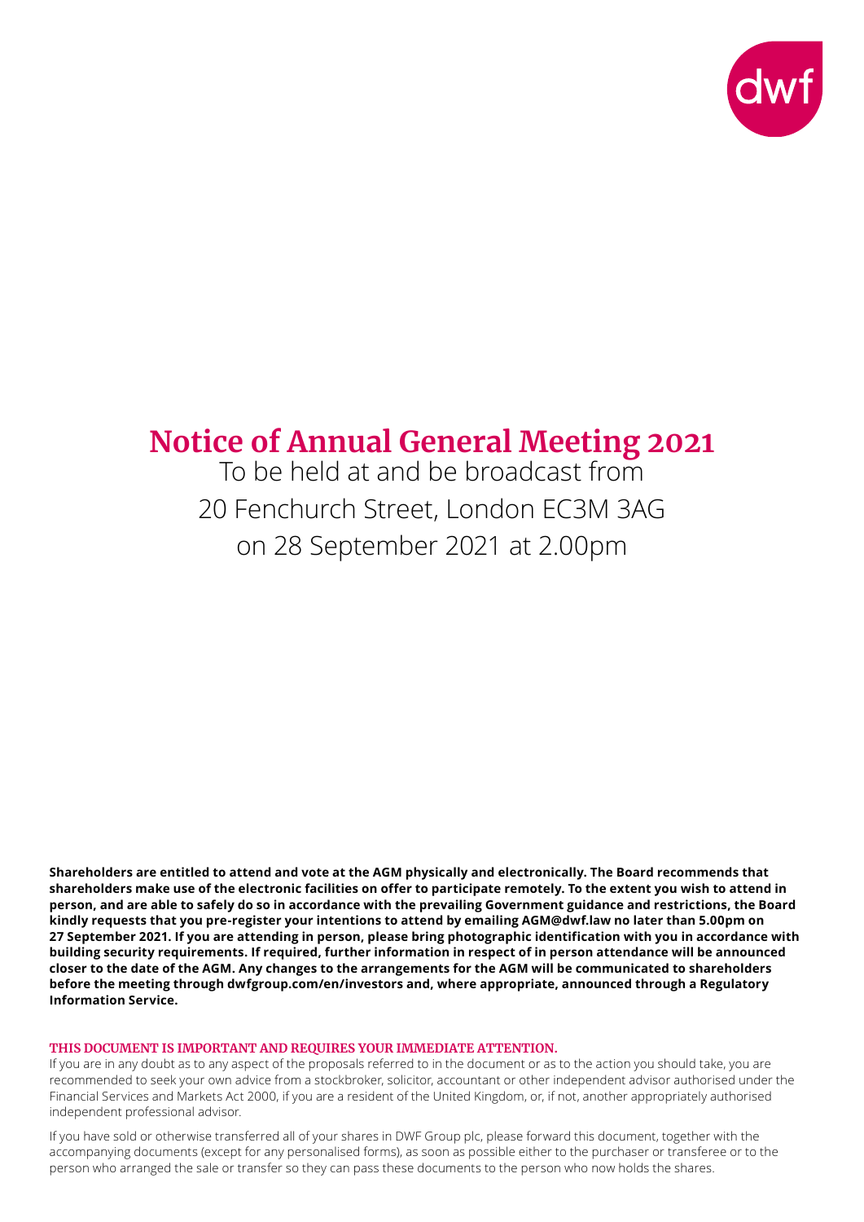dwf

# Notice of Annual General Meeting 2021

To be held at and be broadcast from
20 Fenchurch Street, London EC3M 3AG
on 28 September 2021 at 2.00pm

**Shareholders are entitled to attend and vote at the AGM physically and electronically. The Board recommends that shareholders make use of the electronic facilities on offer to participate remotely. To the extent you wish to attend in person, and are able to safely do so in accordance with the prevailing Government guidance and restrictions, the Board kindly requests that you pre-register your intentions to attend by emailing AGM@dwf.law no later than 5.00pm on 27 September 2021. If you are attending in person, please bring photographic identification with you in accordance with building security requirements. If required, further information in respect of in person attendance will be announced closer to the date of the AGM. Any changes to the arrangements for the AGM will be communicated to shareholders before the meeting through dwfgroup.com/en/investors and, where appropriate, announced through a Regulatory Information Service.**

**THIS DOCUMENT IS IMPORTANT AND REQUIRES YOUR IMMEDIATE ATTENTION.**

If you are in any doubt as to any aspect of the proposals referred to in the document or as to the action you should take, you are recommended to seek your own advice from a stockbroker, solicitor, accountant or other independent advisor authorised under the Financial Services and Markets Act 2000, if you are a resident of the United Kingdom, or, if not, another appropriately authorised independent professional advisor.

If you have sold or otherwise transferred all of your shares in DWF Group plc, please forward this document, together with the accompanying documents (except for any personalised forms), as soon as possible either to the purchaser or transferee or to the person who arranged the sale or transfer so they can pass these documents to the person who now holds the shares.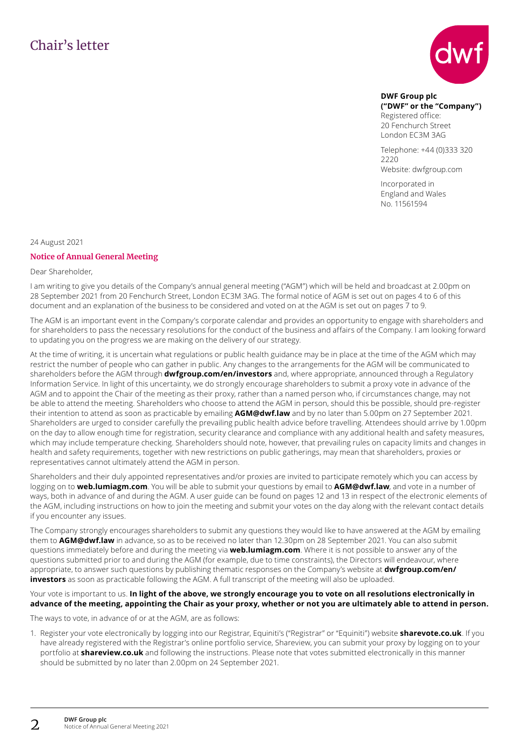# Chair's letter

**DWF Group plc**
**("DWF" or the "Company")**
Registered office:
20 Fenchurch Street
London EC3M 3AG

Telephone: +44 (0)333 320 2220
Website: dwfgroup.com

Incorporated in
England and Wales
No. 11561594

24 August 2021

## Notice of Annual General Meeting

Dear Shareholder,

I am writing to give you details of the Company's annual general meeting ("AGM") which will be held and broadcast at 2.00pm on 28 September 2021 from 20 Fenchurch Street, London EC3M 3AG. The formal notice of AGM is set out on pages 4 to 6 of this document and an explanation of the business to be considered and voted on at the AGM is set out on pages 7 to 9.

The AGM is an important event in the Company's corporate calendar and provides an opportunity to engage with shareholders and for shareholders to pass the necessary resolutions for the conduct of the business and affairs of the Company. I am looking forward to updating you on the progress we are making on the delivery of our strategy.

At the time of writing, it is uncertain what regulations or public health guidance may be in place at the time of the AGM which may restrict the number of people who can gather in public. Any changes to the arrangements for the AGM will be communicated to shareholders before the AGM through **dwfgroup.com/en/investors** and, where appropriate, announced through a Regulatory Information Service. In light of this uncertainty, we do strongly encourage shareholders to submit a proxy vote in advance of the AGM and to appoint the Chair of the meeting as their proxy, rather than a named person who, if circumstances change, may not be able to attend the meeting. Shareholders who choose to attend the AGM in person, should this be possible, should pre-register their intention to attend as soon as practicable by emailing **AGM@dwf.law** and by no later than 5.00pm on 27 September 2021. Shareholders are urged to consider carefully the prevailing public health advice before travelling. Attendees should arrive by 1.00pm on the day to allow enough time for registration, security clearance and compliance with any additional health and safety measures, which may include temperature checking. Shareholders should note, however, that prevailing rules on capacity limits and changes in health and safety requirements, together with new restrictions on public gatherings, may mean that shareholders, proxies or representatives cannot ultimately attend the AGM in person.

Shareholders and their duly appointed representatives and/or proxies are invited to participate remotely which you can access by logging on to **web.lumiagm.com**. You will be able to submit your questions by email to **AGM@dwf.law**, and vote in a number of ways, both in advance of and during the AGM. A user guide can be found on pages 12 and 13 in respect of the electronic elements of the AGM, including instructions on how to join the meeting and submit your votes on the day along with the relevant contact details if you encounter any issues.

The Company strongly encourages shareholders to submit any questions they would like to have answered at the AGM by emailing them to **AGM@dwf.law** in advance, so as to be received no later than 12.30pm on 28 September 2021. You can also submit questions immediately before and during the meeting via **web.lumiagm.com**. Where it is not possible to answer any of the questions submitted prior to and during the AGM (for example, due to time constraints), the Directors will endeavour, where appropriate, to answer such questions by publishing thematic responses on the Company's website at **dwfgroup.com/en/investors** as soon as practicable following the AGM. A full transcript of the meeting will also be uploaded.

Your vote is important to us. **In light of the above, we strongly encourage you to vote on all resolutions electronically in advance of the meeting, appointing the Chair as your proxy, whether or not you are ultimately able to attend in person.**

The ways to vote, in advance of or at the AGM, are as follows:

1. Register your vote electronically by logging into our Registrar, Equiniti's ("Registrar" or "Equiniti") website **sharevote.co.uk**. If you have already registered with the Registrar's online portfolio service, Shareview, you can submit your proxy by logging on to your portfolio at **shareview.co.uk** and following the instructions. Please note that votes submitted electronically in this manner should be submitted by no later than 2.00pm on 24 September 2021.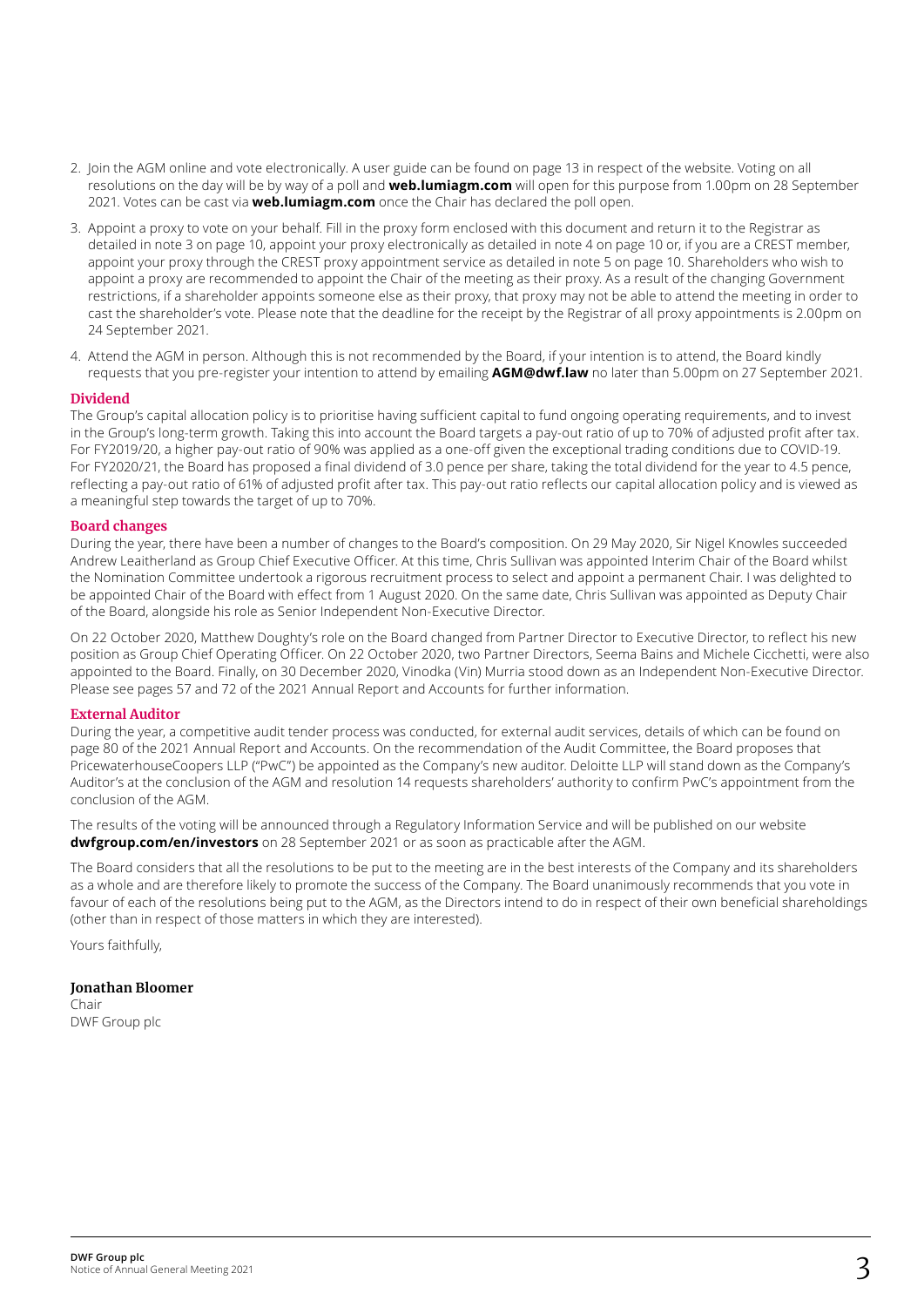2. Join the AGM online and vote electronically. A user guide can be found on page 13 in respect of the website. Voting on all resolutions on the day will be by way of a poll and **web.lumiagm.com** will open for this purpose from 1.00pm on 28 September 2021. Votes can be cast via **web.lumiagm.com** once the Chair has declared the poll open.
3. Appoint a proxy to vote on your behalf. Fill in the proxy form enclosed with this document and return it to the Registrar as detailed in note 3 on page 10, appoint your proxy electronically as detailed in note 4 on page 10 or, if you are a CREST member, appoint your proxy through the CREST proxy appointment service as detailed in note 5 on page 10. Shareholders who wish to appoint a proxy are recommended to appoint the Chair of the meeting as their proxy. As a result of the changing Government restrictions, if a shareholder appoints someone else as their proxy, that proxy may not be able to attend the meeting in order to cast the shareholder's vote. Please note that the deadline for the receipt by the Registrar of all proxy appointments is 2.00pm on 24 September 2021.
4. Attend the AGM in person. Although this is not recommended by the Board, if your intention is to attend, the Board kindly requests that you pre-register your intention to attend by emailing **AGM@dwf.law** no later than 5.00pm on 27 September 2021.

## Dividend

The Group's capital allocation policy is to prioritise having sufficient capital to fund ongoing operating requirements, and to invest in the Group's long-term growth. Taking this into account the Board targets a pay-out ratio of up to 70% of adjusted profit after tax. For FY2019/20, a higher pay-out ratio of 90% was applied as a one-off given the exceptional trading conditions due to COVID-19. For FY2020/21, the Board has proposed a final dividend of 3.0 pence per share, taking the total dividend for the year to 4.5 pence, reflecting a pay-out ratio of 61% of adjusted profit after tax. This pay-out ratio reflects our capital allocation policy and is viewed as a meaningful step towards the target of up to 70%.

## Board changes

During the year, there have been a number of changes to the Board's composition. On 29 May 2020, Sir Nigel Knowles succeeded Andrew Leaitherland as Group Chief Executive Officer. At this time, Chris Sullivan was appointed Interim Chair of the Board whilst the Nomination Committee undertook a rigorous recruitment process to select and appoint a permanent Chair. I was delighted to be appointed Chair of the Board with effect from 1 August 2020. On the same date, Chris Sullivan was appointed as Deputy Chair of the Board, alongside his role as Senior Independent Non-Executive Director.

On 22 October 2020, Matthew Doughty's role on the Board changed from Partner Director to Executive Director, to reflect his new position as Group Chief Operating Officer. On 22 October 2020, two Partner Directors, Seema Bains and Michele Cicchetti, were also appointed to the Board. Finally, on 30 December 2020, Vinodka (Vin) Murria stood down as an Independent Non-Executive Director. Please see pages 57 and 72 of the 2021 Annual Report and Accounts for further information.

## External Auditor

During the year, a competitive audit tender process was conducted, for external audit services, details of which can be found on page 80 of the 2021 Annual Report and Accounts. On the recommendation of the Audit Committee, the Board proposes that PricewaterhouseCoopers LLP ("PwC") be appointed as the Company's new auditor. Deloitte LLP will stand down as the Company's Auditor's at the conclusion of the AGM and resolution 14 requests shareholders' authority to confirm PwC's appointment from the conclusion of the AGM.

The results of the voting will be announced through a Regulatory Information Service and will be published on our website **dwfgroup.com/en/investors** on 28 September 2021 or as soon as practicable after the AGM.

The Board considers that all the resolutions to be put to the meeting are in the best interests of the Company and its shareholders as a whole and are therefore likely to promote the success of the Company. The Board unanimously recommends that you vote in favour of each of the resolutions being put to the AGM, as the Directors intend to do in respect of their own beneficial shareholdings (other than in respect of those matters in which they are interested).

Yours faithfully,

**Jonathan Bloomer**
Chair
DWF Group plc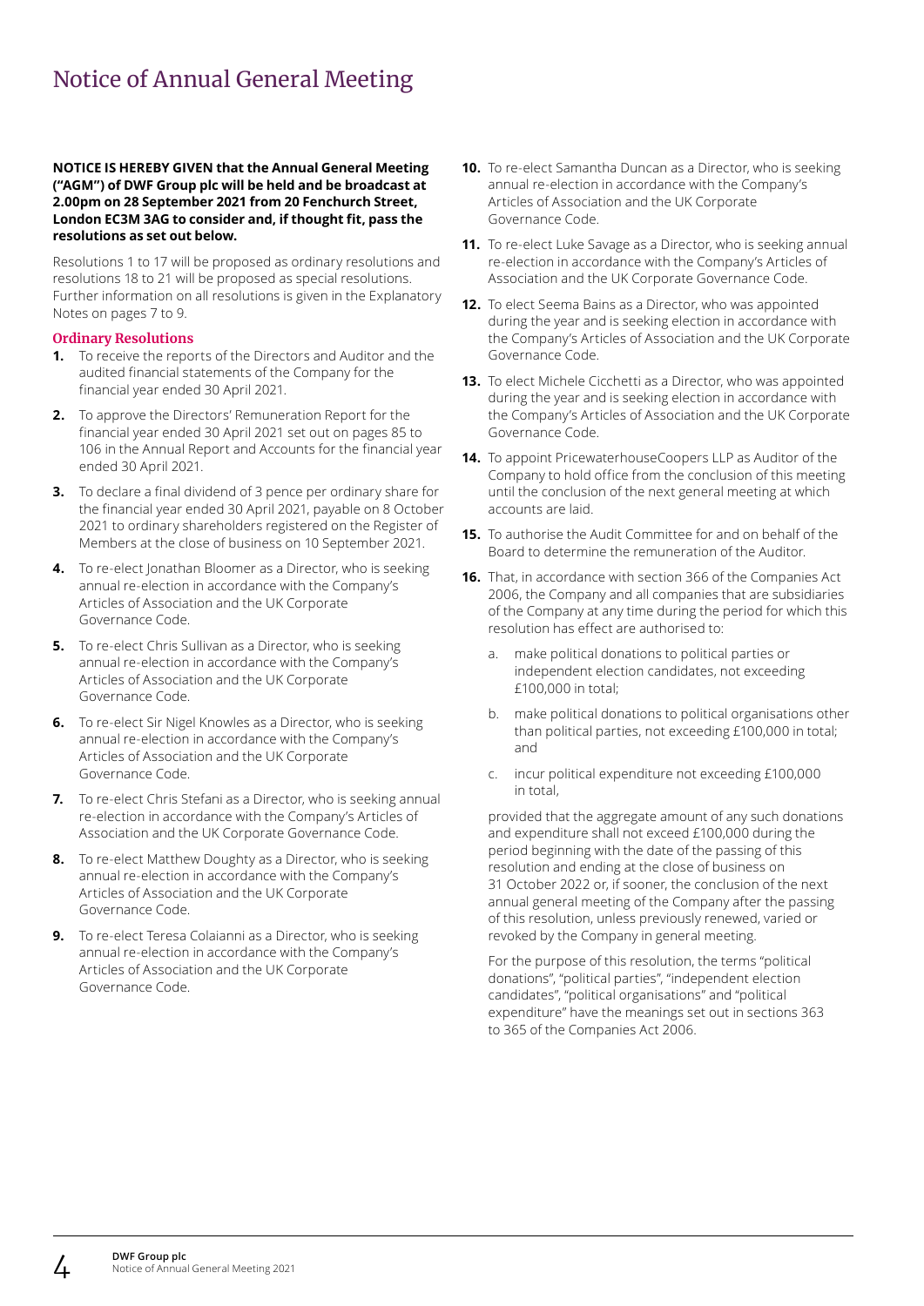# Notice of Annual General Meeting

**NOTICE IS HEREBY GIVEN that the Annual General Meeting ("AGM") of DWF Group plc will be held and be broadcast at 2.00pm on 28 September 2021 from 20 Fenchurch Street, London EC3M 3AG to consider and, if thought fit, pass the resolutions as set out below.**

Resolutions 1 to 17 will be proposed as ordinary resolutions and resolutions 18 to 21 will be proposed as special resolutions. Further information on all resolutions is given in the Explanatory Notes on pages 7 to 9.

### Ordinary Resolutions

1. To receive the reports of the Directors and Auditor and the audited financial statements of the Company for the financial year ended 30 April 2021.
2. To approve the Directors' Remuneration Report for the financial year ended 30 April 2021 set out on pages 85 to 106 in the Annual Report and Accounts for the financial year ended 30 April 2021.
3. To declare a final dividend of 3 pence per ordinary share for the financial year ended 30 April 2021, payable on 8 October 2021 to ordinary shareholders registered on the Register of Members at the close of business on 10 September 2021.
4. To re-elect Jonathan Bloomer as a Director, who is seeking annual re-election in accordance with the Company's Articles of Association and the UK Corporate Governance Code.
5. To re-elect Chris Sullivan as a Director, who is seeking annual re-election in accordance with the Company's Articles of Association and the UK Corporate Governance Code.
6. To re-elect Sir Nigel Knowles as a Director, who is seeking annual re-election in accordance with the Company's Articles of Association and the UK Corporate Governance Code.
7. To re-elect Chris Stefani as a Director, who is seeking annual re-election in accordance with the Company's Articles of Association and the UK Corporate Governance Code.
8. To re-elect Matthew Doughty as a Director, who is seeking annual re-election in accordance with the Company's Articles of Association and the UK Corporate Governance Code.
9. To re-elect Teresa Colaianni as a Director, who is seeking annual re-election in accordance with the Company's Articles of Association and the UK Corporate Governance Code.
10. To re-elect Samantha Duncan as a Director, who is seeking annual re-election in accordance with the Company's Articles of Association and the UK Corporate Governance Code.
11. To re-elect Luke Savage as a Director, who is seeking annual re-election in accordance with the Company's Articles of Association and the UK Corporate Governance Code.
12. To elect Seema Bains as a Director, who was appointed during the year and is seeking election in accordance with the Company's Articles of Association and the UK Corporate Governance Code.
13. To elect Michele Cicchetti as a Director, who was appointed during the year and is seeking election in accordance with the Company's Articles of Association and the UK Corporate Governance Code.
14. To appoint PricewaterhouseCoopers LLP as Auditor of the Company to hold office from the conclusion of this meeting until the conclusion of the next general meeting at which accounts are laid.
15. To authorise the Audit Committee for and on behalf of the Board to determine the remuneration of the Auditor.
16. That, in accordance with section 366 of the Companies Act 2006, the Company and all companies that are subsidiaries of the Company at any time during the period for which this resolution has effect are authorised to:

    a. make political donations to political parties or independent election candidates, not exceeding £100,000 in total;

    b. make political donations to political organisations other than political parties, not exceeding £100,000 in total; and

    c. incur political expenditure not exceeding £100,000 in total,

    provided that the aggregate amount of any such donations and expenditure shall not exceed £100,000 during the period beginning with the date of the passing of this resolution and ending at the close of business on 31 October 2022 or, if sooner, the conclusion of the next annual general meeting of the Company after the passing of this resolution, unless previously renewed, varied or revoked by the Company in general meeting.

    For the purpose of this resolution, the terms "political donations", "political parties", "independent election candidates", "political organisations" and "political expenditure" have the meanings set out in sections 363 to 365 of the Companies Act 2006.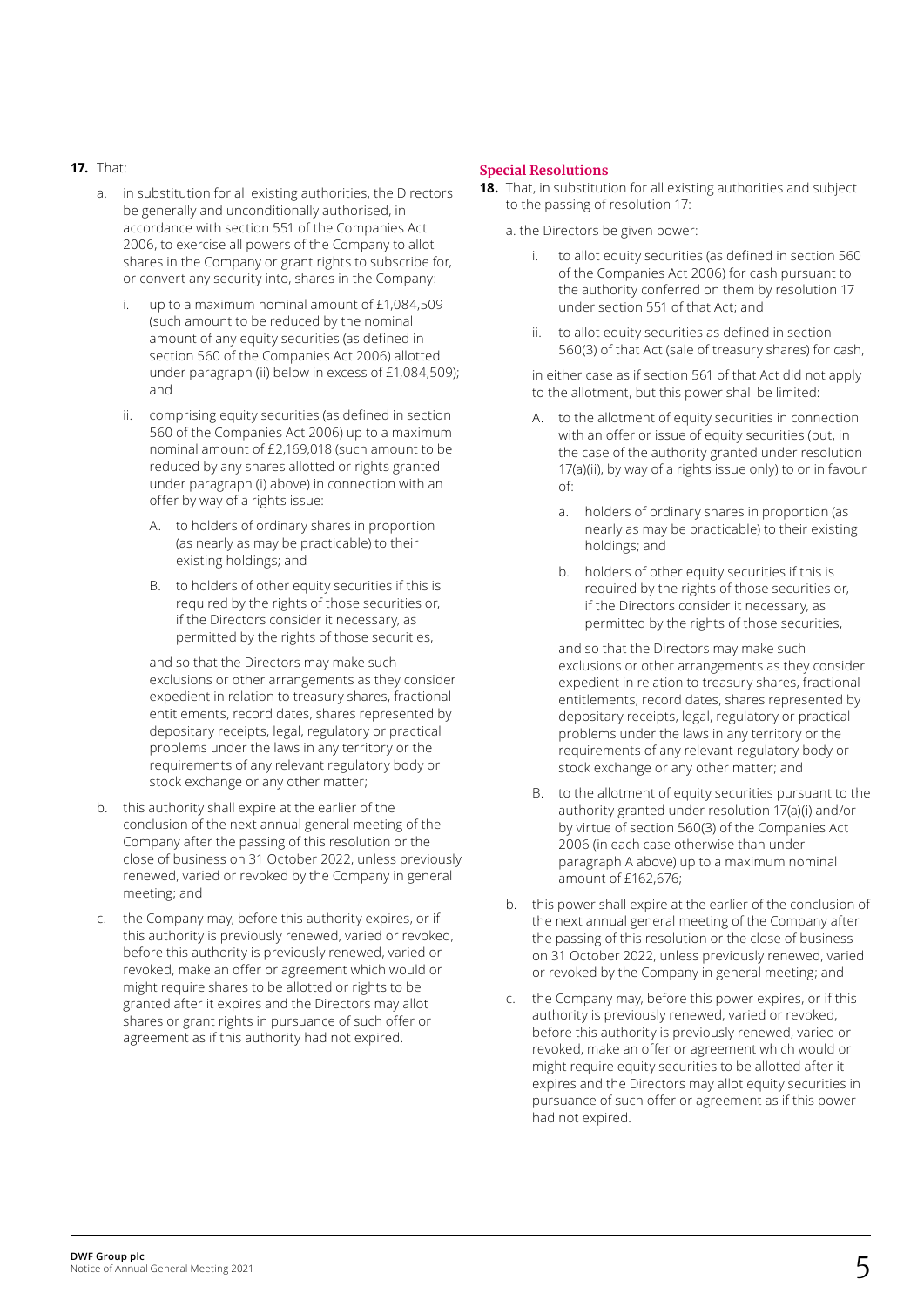**17.** That:

a. in substitution for all existing authorities, the Directors be generally and unconditionally authorised, in accordance with section 551 of the Companies Act 2006, to exercise all powers of the Company to allot shares in the Company or grant rights to subscribe for, or convert any security into, shares in the Company:

   i. up to a maximum nominal amount of £1,084,509 (such amount to be reduced by the nominal amount of any equity securities (as defined in section 560 of the Companies Act 2006) allotted under paragraph (ii) below in excess of £1,084,509); and

   ii. comprising equity securities (as defined in section 560 of the Companies Act 2006) up to a maximum nominal amount of £2,169,018 (such amount to be reduced by any shares allotted or rights granted under paragraph (i) above) in connection with an offer by way of a rights issue:

      A. to holders of ordinary shares in proportion (as nearly as may be practicable) to their existing holdings; and

      B. to holders of other equity securities if this is required by the rights of those securities or, if the Directors consider it necessary, as permitted by the rights of those securities,

   and so that the Directors may make such exclusions or other arrangements as they consider expedient in relation to treasury shares, fractional entitlements, record dates, shares represented by depositary receipts, legal, regulatory or practical problems under the laws in any territory or the requirements of any relevant regulatory body or stock exchange or any other matter;

b. this authority shall expire at the earlier of the conclusion of the next annual general meeting of the Company after the passing of this resolution or the close of business on 31 October 2022, unless previously renewed, varied or revoked by the Company in general meeting; and

c. the Company may, before this authority expires, or if this authority is previously renewed, varied or revoked, before this authority is previously renewed, varied or revoked, make an offer or agreement which would or might require shares to be allotted or rights to be granted after it expires and the Directors may allot shares or grant rights in pursuance of such offer or agreement as if this authority had not expired.

## Special Resolutions

**18.** That, in substitution for all existing authorities and subject to the passing of resolution 17:

a. the Directors be given power:

   i. to allot equity securities (as defined in section 560 of the Companies Act 2006) for cash pursuant to the authority conferred on them by resolution 17 under section 551 of that Act; and

   ii. to allot equity securities as defined in section 560(3) of that Act (sale of treasury shares) for cash,

   in either case as if section 561 of that Act did not apply to the allotment, but this power shall be limited:

   A. to the allotment of equity securities in connection with an offer or issue of equity securities (but, in the case of the authority granted under resolution 17(a)(ii), by way of a rights issue only) to or in favour of:

      a. holders of ordinary shares in proportion (as nearly as may be practicable) to their existing holdings; and

      b. holders of other equity securities if this is required by the rights of those securities or, if the Directors consider it necessary, as permitted by the rights of those securities,

   and so that the Directors may make such exclusions or other arrangements as they consider expedient in relation to treasury shares, fractional entitlements, record dates, shares represented by depositary receipts, legal, regulatory or practical problems under the laws in any territory or the requirements of any relevant regulatory body or stock exchange or any other matter; and

   B. to the allotment of equity securities pursuant to the authority granted under resolution 17(a)(i) and/or by virtue of section 560(3) of the Companies Act 2006 (in each case otherwise than under paragraph A above) up to a maximum nominal amount of £162,676;

b. this power shall expire at the earlier of the conclusion of the next annual general meeting of the Company after the passing of this resolution or the close of business on 31 October 2022, unless previously renewed, varied or revoked by the Company in general meeting; and

c. the Company may, before this power expires, or if this authority is previously renewed, varied or revoked, before this authority is previously renewed, varied or revoked, make an offer or agreement which would or might require equity securities to be allotted after it expires and the Directors may allot equity securities in pursuance of such offer or agreement as if this power had not expired.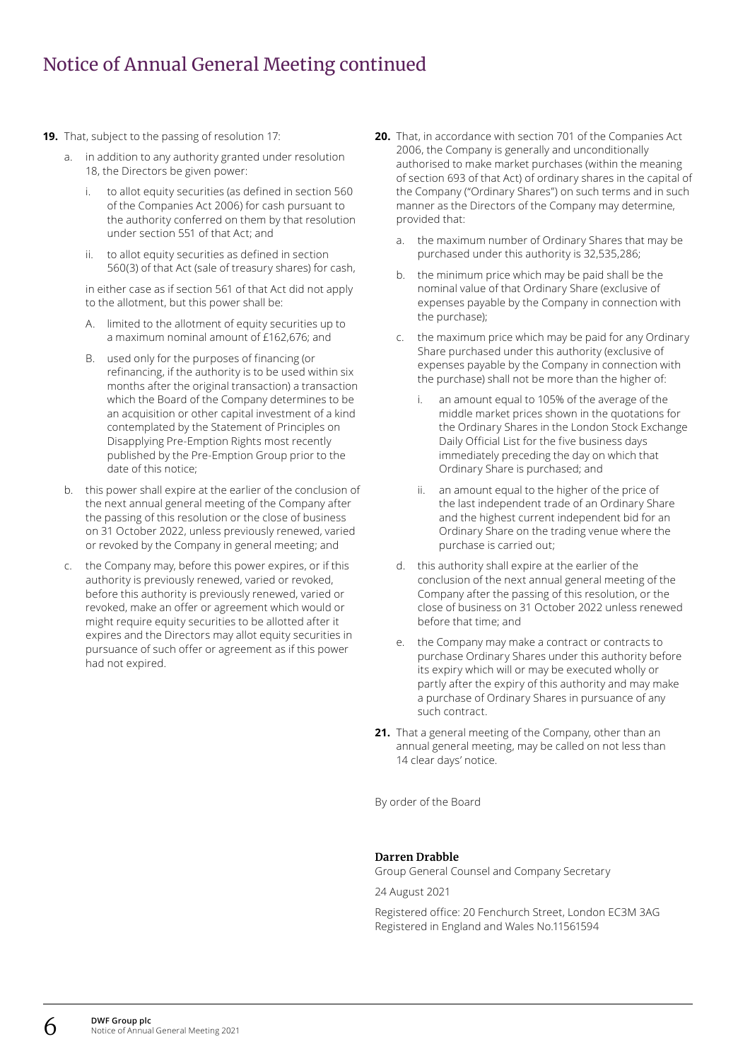# Notice of Annual General Meeting continued

**19.** That, subject to the passing of resolution 17:

a. in addition to any authority granted under resolution 18, the Directors be given power:

   i. to allot equity securities (as defined in section 560 of the Companies Act 2006) for cash pursuant to the authority conferred on them by that resolution under section 551 of that Act; and

   ii. to allot equity securities as defined in section 560(3) of that Act (sale of treasury shares) for cash,

   in either case as if section 561 of that Act did not apply to the allotment, but this power shall be:

   A. limited to the allotment of equity securities up to a maximum nominal amount of £162,676; and

   B. used only for the purposes of financing (or refinancing, if the authority is to be used within six months after the original transaction) a transaction which the Board of the Company determines to be an acquisition or other capital investment of a kind contemplated by the Statement of Principles on Disapplying Pre-Emption Rights most recently published by the Pre-Emption Group prior to the date of this notice;

b. this power shall expire at the earlier of the conclusion of the next annual general meeting of the Company after the passing of this resolution or the close of business on 31 October 2022, unless previously renewed, varied or revoked by the Company in general meeting; and

c. the Company may, before this power expires, or if this authority is previously renewed, varied or revoked, before this authority is previously renewed, varied or revoked, make an offer or agreement which would or might require equity securities to be allotted after it expires and the Directors may allot equity securities in pursuance of such offer or agreement as if this power had not expired.

**20.** That, in accordance with section 701 of the Companies Act 2006, the Company is generally and unconditionally authorised to make market purchases (within the meaning of section 693 of that Act) of ordinary shares in the capital of the Company ("Ordinary Shares") on such terms and in such manner as the Directors of the Company may determine, provided that:

a. the maximum number of Ordinary Shares that may be purchased under this authority is 32,535,286;

b. the minimum price which may be paid shall be the nominal value of that Ordinary Share (exclusive of expenses payable by the Company in connection with the purchase);

c. the maximum price which may be paid for any Ordinary Share purchased under this authority (exclusive of expenses payable by the Company in connection with the purchase) shall not be more than the higher of:

   i. an amount equal to 105% of the average of the middle market prices shown in the quotations for the Ordinary Shares in the London Stock Exchange Daily Official List for the five business days immediately preceding the day on which that Ordinary Share is purchased; and

   ii. an amount equal to the higher of the price of the last independent trade of an Ordinary Share and the highest current independent bid for an Ordinary Share on the trading venue where the purchase is carried out;

d. this authority shall expire at the earlier of the conclusion of the next annual general meeting of the Company after the passing of this resolution, or the close of business on 31 October 2022 unless renewed before that time; and

e. the Company may make a contract or contracts to purchase Ordinary Shares under this authority before its expiry which will or may be executed wholly or partly after the expiry of this authority and may make a purchase of Ordinary Shares in pursuance of any such contract.

**21.** That a general meeting of the Company, other than an annual general meeting, may be called on not less than 14 clear days' notice.

By order of the Board

**Darren Drabble**
Group General Counsel and Company Secretary

24 August 2021

Registered office: 20 Fenchurch Street, London EC3M 3AG
Registered in England and Wales No.11561594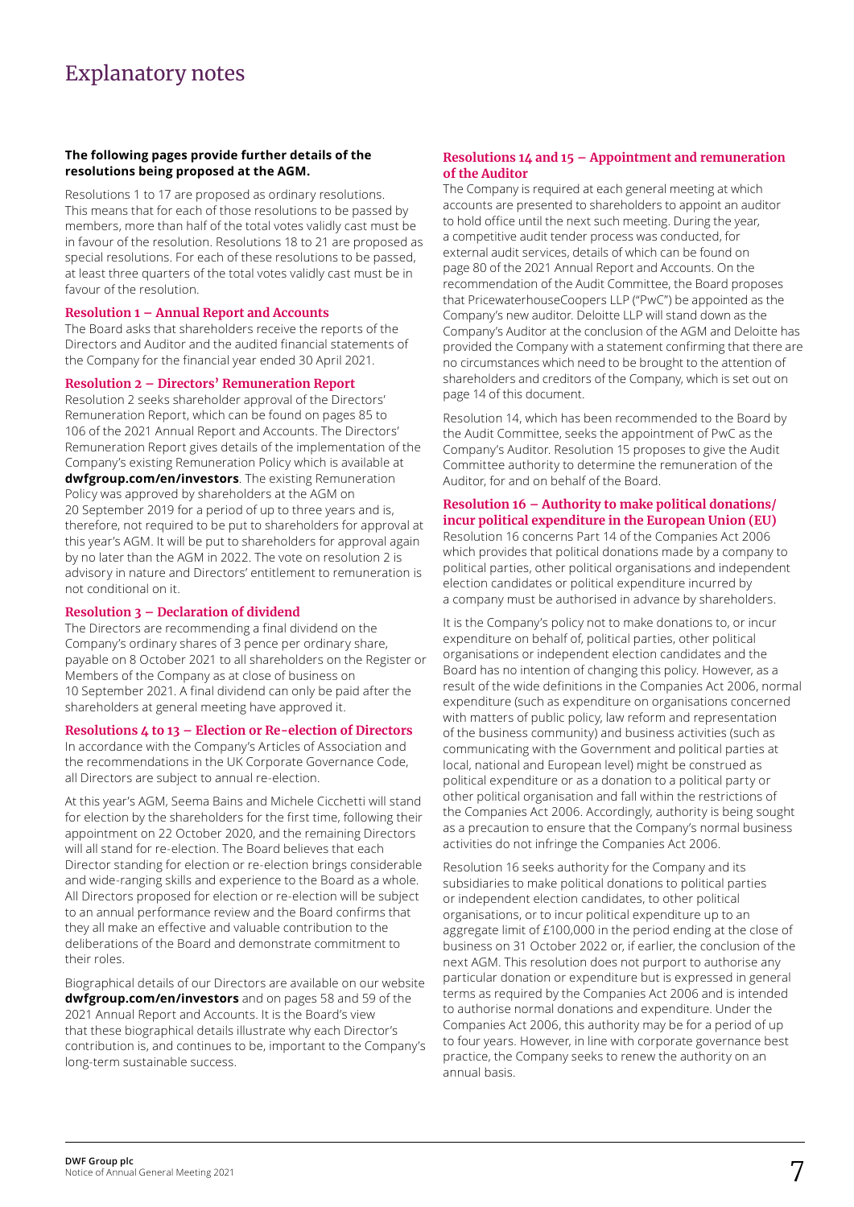# Explanatory notes

**The following pages provide further details of the resolutions being proposed at the AGM.**

Resolutions 1 to 17 are proposed as ordinary resolutions. This means that for each of those resolutions to be passed by members, more than half of the total votes validly cast must be in favour of the resolution. Resolutions 18 to 21 are proposed as special resolutions. For each of these resolutions to be passed, at least three quarters of the total votes validly cast must be in favour of the resolution.

### Resolution 1 – Annual Report and Accounts

The Board asks that shareholders receive the reports of the Directors and Auditor and the audited financial statements of the Company for the financial year ended 30 April 2021.

### Resolution 2 – Directors' Remuneration Report

Resolution 2 seeks shareholder approval of the Directors' Remuneration Report, which can be found on pages 85 to 106 of the 2021 Annual Report and Accounts. The Directors' Remuneration Report gives details of the implementation of the Company's existing Remuneration Policy which is available at **dwfgroup.com/en/investors**. The existing Remuneration Policy was approved by shareholders at the AGM on 20 September 2019 for a period of up to three years and is, therefore, not required to be put to shareholders for approval at this year's AGM. It will be put to shareholders for approval again by no later than the AGM in 2022. The vote on resolution 2 is advisory in nature and Directors' entitlement to remuneration is not conditional on it.

### Resolution 3 – Declaration of dividend

The Directors are recommending a final dividend on the Company's ordinary shares of 3 pence per ordinary share, payable on 8 October 2021 to all shareholders on the Register or Members of the Company as at close of business on 10 September 2021. A final dividend can only be paid after the shareholders at general meeting have approved it.

### Resolutions 4 to 13 – Election or Re-election of Directors

In accordance with the Company's Articles of Association and the recommendations in the UK Corporate Governance Code, all Directors are subject to annual re-election.

At this year's AGM, Seema Bains and Michele Cicchetti will stand for election by the shareholders for the first time, following their appointment on 22 October 2020, and the remaining Directors will all stand for re-election. The Board believes that each Director standing for election or re-election brings considerable and wide-ranging skills and experience to the Board as a whole. All Directors proposed for election or re-election will be subject to an annual performance review and the Board confirms that they all make an effective and valuable contribution to the deliberations of the Board and demonstrate commitment to their roles.

Biographical details of our Directors are available on our website **dwfgroup.com/en/investors** and on pages 58 and 59 of the 2021 Annual Report and Accounts. It is the Board's view that these biographical details illustrate why each Director's contribution is, and continues to be, important to the Company's long-term sustainable success.

### Resolutions 14 and 15 – Appointment and remuneration of the Auditor

The Company is required at each general meeting at which accounts are presented to shareholders to appoint an auditor to hold office until the next such meeting. During the year, a competitive audit tender process was conducted, for external audit services, details of which can be found on page 80 of the 2021 Annual Report and Accounts. On the recommendation of the Audit Committee, the Board proposes that PricewaterhouseCoopers LLP ("PwC") be appointed as the Company's new auditor. Deloitte LLP will stand down as the Company's Auditor at the conclusion of the AGM and Deloitte has provided the Company with a statement confirming that there are no circumstances which need to be brought to the attention of shareholders and creditors of the Company, which is set out on page 14 of this document.

Resolution 14, which has been recommended to the Board by the Audit Committee, seeks the appointment of PwC as the Company's Auditor. Resolution 15 proposes to give the Audit Committee authority to determine the remuneration of the Auditor, for and on behalf of the Board.

### Resolution 16 – Authority to make political donations/ incur political expenditure in the European Union (EU)

Resolution 16 concerns Part 14 of the Companies Act 2006 which provides that political donations made by a company to political parties, other political organisations and independent election candidates or political expenditure incurred by a company must be authorised in advance by shareholders.

It is the Company's policy not to make donations to, or incur expenditure on behalf of, political parties, other political organisations or independent election candidates and the Board has no intention of changing this policy. However, as a result of the wide definitions in the Companies Act 2006, normal expenditure (such as expenditure on organisations concerned with matters of public policy, law reform and representation of the business community) and business activities (such as communicating with the Government and political parties at local, national and European level) might be construed as political expenditure or as a donation to a political party or other political organisation and fall within the restrictions of the Companies Act 2006. Accordingly, authority is being sought as a precaution to ensure that the Company's normal business activities do not infringe the Companies Act 2006.

Resolution 16 seeks authority for the Company and its subsidiaries to make political donations to political parties or independent election candidates, to other political organisations, or to incur political expenditure up to an aggregate limit of £100,000 in the period ending at the close of business on 31 October 2022 or, if earlier, the conclusion of the next AGM. This resolution does not purport to authorise any particular donation or expenditure but is expressed in general terms as required by the Companies Act 2006 and is intended to authorise normal donations and expenditure. Under the Companies Act 2006, this authority may be for a period of up to four years. However, in line with corporate governance best practice, the Company seeks to renew the authority on an annual basis.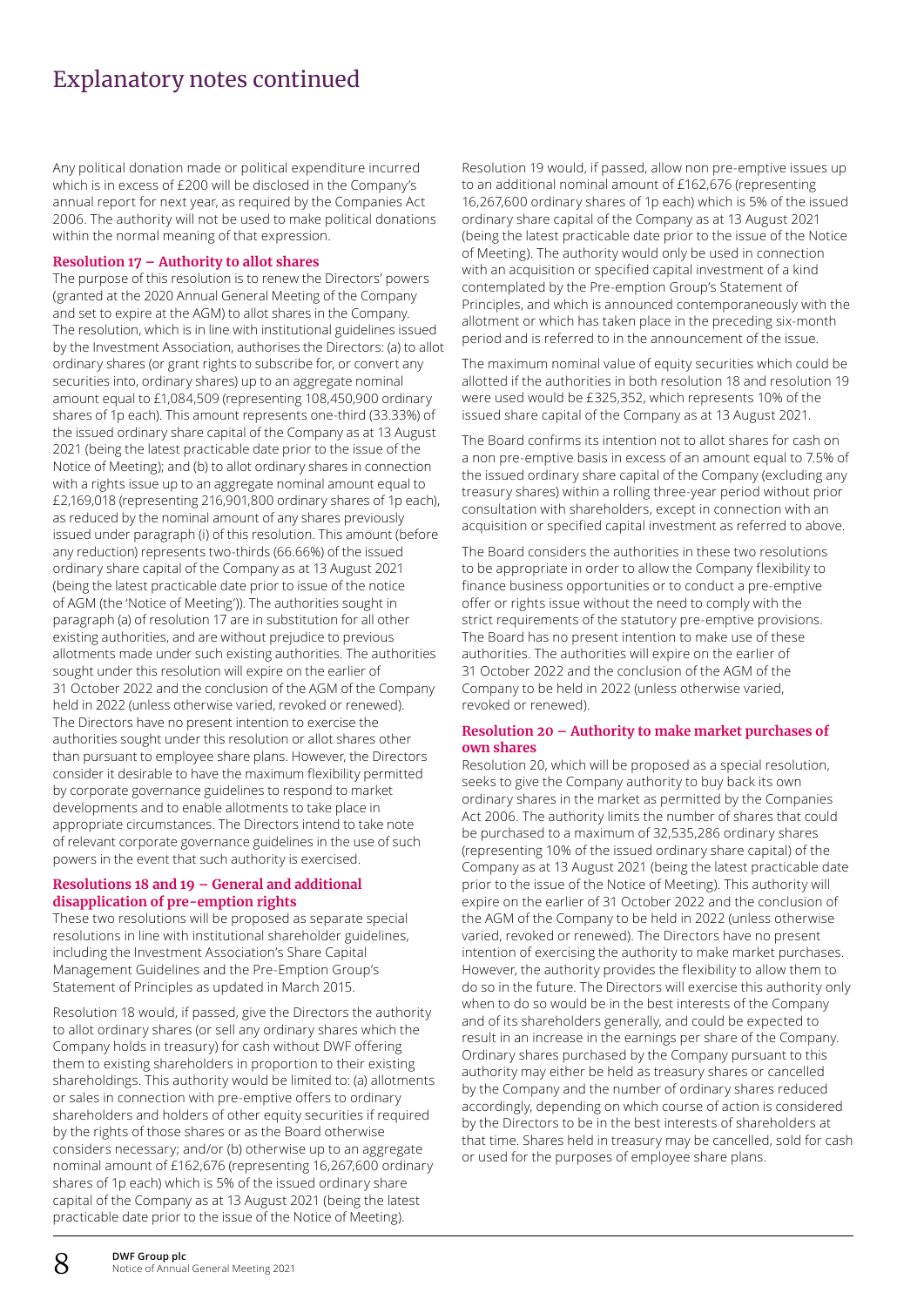# Explanatory notes continued

Any political donation made or political expenditure incurred which is in excess of £200 will be disclosed in the Company's annual report for next year, as required by the Companies Act 2006. The authority will not be used to make political donations within the normal meaning of that expression.

### Resolution 17 – Authority to allot shares

The purpose of this resolution is to renew the Directors' powers (granted at the 2020 Annual General Meeting of the Company and set to expire at the AGM) to allot shares in the Company. The resolution, which is in line with institutional guidelines issued by the Investment Association, authorises the Directors: (a) to allot ordinary shares (or grant rights to subscribe for, or convert any securities into, ordinary shares) up to an aggregate nominal amount equal to £1,084,509 (representing 108,450,900 ordinary shares of 1p each). This amount represents one-third (33.33%) of the issued ordinary share capital of the Company as at 13 August 2021 (being the latest practicable date prior to the issue of the Notice of Meeting); and (b) to allot ordinary shares in connection with a rights issue up to an aggregate nominal amount equal to £2,169,018 (representing 216,901,800 ordinary shares of 1p each), as reduced by the nominal amount of any shares previously issued under paragraph (i) of this resolution. This amount (before any reduction) represents two-thirds (66.66%) of the issued ordinary share capital of the Company as at 13 August 2021 (being the latest practicable date prior to issue of the notice of AGM (the 'Notice of Meeting')). The authorities sought in paragraph (a) of resolution 17 are in substitution for all other existing authorities, and are without prejudice to previous allotments made under such existing authorities. The authorities sought under this resolution will expire on the earlier of 31 October 2022 and the conclusion of the AGM of the Company held in 2022 (unless otherwise varied, revoked or renewed). The Directors have no present intention to exercise the authorities sought under this resolution or allot shares other than pursuant to employee share plans. However, the Directors consider it desirable to have the maximum flexibility permitted by corporate governance guidelines to respond to market developments and to enable allotments to take place in appropriate circumstances. The Directors intend to take note of relevant corporate governance guidelines in the use of such powers in the event that such authority is exercised.

### Resolutions 18 and 19 – General and additional disapplication of pre-emption rights

These two resolutions will be proposed as separate special resolutions in line with institutional shareholder guidelines, including the Investment Association's Share Capital Management Guidelines and the Pre-Emption Group's Statement of Principles as updated in March 2015.

Resolution 18 would, if passed, give the Directors the authority to allot ordinary shares (or sell any ordinary shares which the Company holds in treasury) for cash without DWF offering them to existing shareholders in proportion to their existing shareholdings. This authority would be limited to: (a) allotments or sales in connection with pre-emptive offers to ordinary shareholders and holders of other equity securities if required by the rights of those shares or as the Board otherwise considers necessary; and/or (b) otherwise up to an aggregate nominal amount of £162,676 (representing 16,267,600 ordinary shares of 1p each) which is 5% of the issued ordinary share capital of the Company as at 13 August 2021 (being the latest practicable date prior to the issue of the Notice of Meeting).

Resolution 19 would, if passed, allow non pre-emptive issues up to an additional nominal amount of £162,676 (representing 16,267,600 ordinary shares of 1p each) which is 5% of the issued ordinary share capital of the Company as at 13 August 2021 (being the latest practicable date prior to the issue of the Notice of Meeting). The authority would only be used in connection with an acquisition or specified capital investment of a kind contemplated by the Pre-emption Group's Statement of Principles, and which is announced contemporaneously with the allotment or which has taken place in the preceding six-month period and is referred to in the announcement of the issue.

The maximum nominal value of equity securities which could be allotted if the authorities in both resolution 18 and resolution 19 were used would be £325,352, which represents 10% of the issued share capital of the Company as at 13 August 2021.

The Board confirms its intention not to allot shares for cash on a non pre-emptive basis in excess of an amount equal to 7.5% of the issued ordinary share capital of the Company (excluding any treasury shares) within a rolling three-year period without prior consultation with shareholders, except in connection with an acquisition or specified capital investment as referred to above.

The Board considers the authorities in these two resolutions to be appropriate in order to allow the Company flexibility to finance business opportunities or to conduct a pre-emptive offer or rights issue without the need to comply with the strict requirements of the statutory pre-emptive provisions. The Board has no present intention to make use of these authorities. The authorities will expire on the earlier of 31 October 2022 and the conclusion of the AGM of the Company to be held in 2022 (unless otherwise varied, revoked or renewed).

### Resolution 20 – Authority to make market purchases of own shares

Resolution 20, which will be proposed as a special resolution, seeks to give the Company authority to buy back its own ordinary shares in the market as permitted by the Companies Act 2006. The authority limits the number of shares that could be purchased to a maximum of 32,535,286 ordinary shares (representing 10% of the issued ordinary share capital) of the Company as at 13 August 2021 (being the latest practicable date prior to the issue of the Notice of Meeting). This authority will expire on the earlier of 31 October 2022 and the conclusion of the AGM of the Company to be held in 2022 (unless otherwise varied, revoked or renewed). The Directors have no present intention of exercising the authority to make market purchases. However, the authority provides the flexibility to allow them to do so in the future. The Directors will exercise this authority only when to do so would be in the best interests of the Company and of its shareholders generally, and could be expected to result in an increase in the earnings per share of the Company. Ordinary shares purchased by the Company pursuant to this authority may either be held as treasury shares or cancelled by the Company and the number of ordinary shares reduced accordingly, depending on which course of action is considered by the Directors to be in the best interests of shareholders at that time. Shares held in treasury may be cancelled, sold for cash or used for the purposes of employee share plans.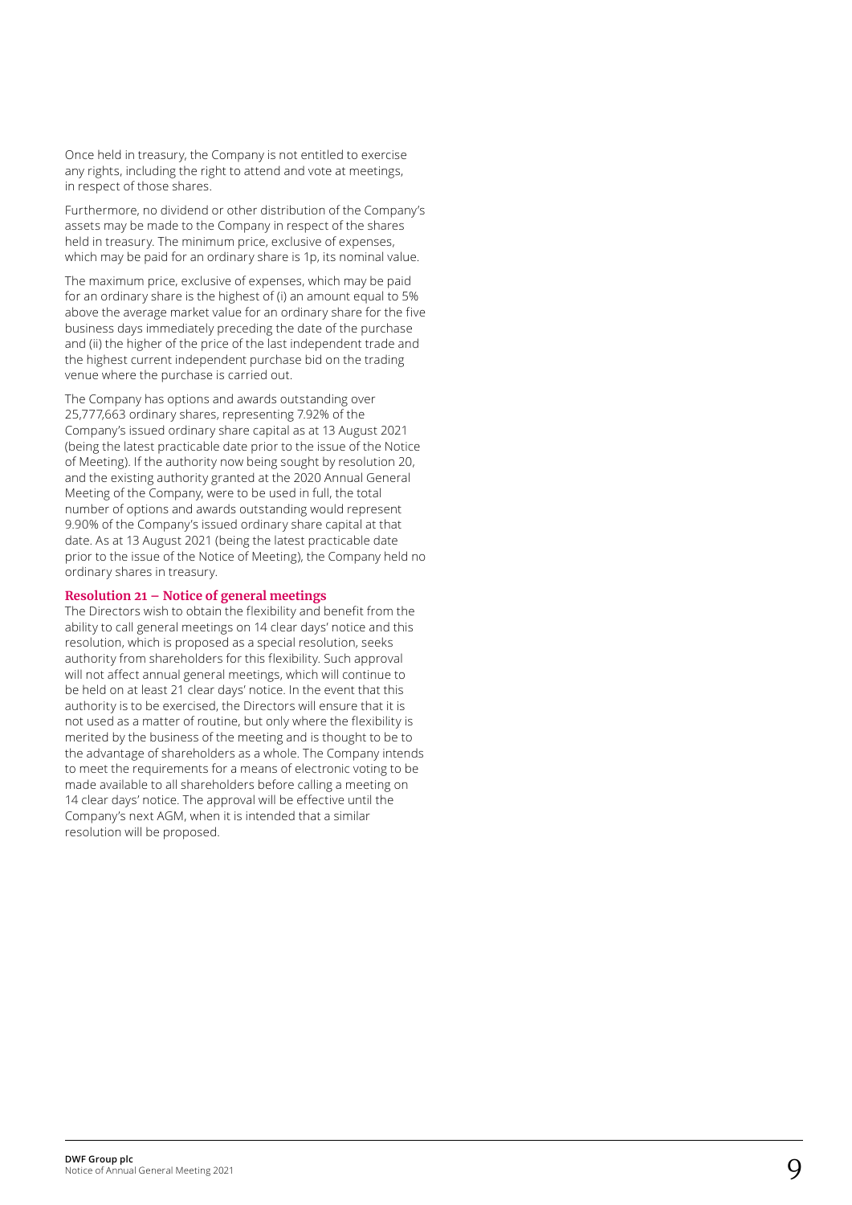Once held in treasury, the Company is not entitled to exercise any rights, including the right to attend and vote at meetings, in respect of those shares.

Furthermore, no dividend or other distribution of the Company's assets may be made to the Company in respect of the shares held in treasury. The minimum price, exclusive of expenses, which may be paid for an ordinary share is 1p, its nominal value.

The maximum price, exclusive of expenses, which may be paid for an ordinary share is the highest of (i) an amount equal to 5% above the average market value for an ordinary share for the five business days immediately preceding the date of the purchase and (ii) the higher of the price of the last independent trade and the highest current independent purchase bid on the trading venue where the purchase is carried out.

The Company has options and awards outstanding over 25,777,663 ordinary shares, representing 7.92% of the Company's issued ordinary share capital as at 13 August 2021 (being the latest practicable date prior to the issue of the Notice of Meeting). If the authority now being sought by resolution 20, and the existing authority granted at the 2020 Annual General Meeting of the Company, were to be used in full, the total number of options and awards outstanding would represent 9.90% of the Company's issued ordinary share capital at that date. As at 13 August 2021 (being the latest practicable date prior to the issue of the Notice of Meeting), the Company held no ordinary shares in treasury.

### Resolution 21 – Notice of general meetings

The Directors wish to obtain the flexibility and benefit from the ability to call general meetings on 14 clear days' notice and this resolution, which is proposed as a special resolution, seeks authority from shareholders for this flexibility. Such approval will not affect annual general meetings, which will continue to be held on at least 21 clear days' notice. In the event that this authority is to be exercised, the Directors will ensure that it is not used as a matter of routine, but only where the flexibility is merited by the business of the meeting and is thought to be to the advantage of shareholders as a whole. The Company intends to meet the requirements for a means of electronic voting to be made available to all shareholders before calling a meeting on 14 clear days' notice. The approval will be effective until the Company's next AGM, when it is intended that a similar resolution will be proposed.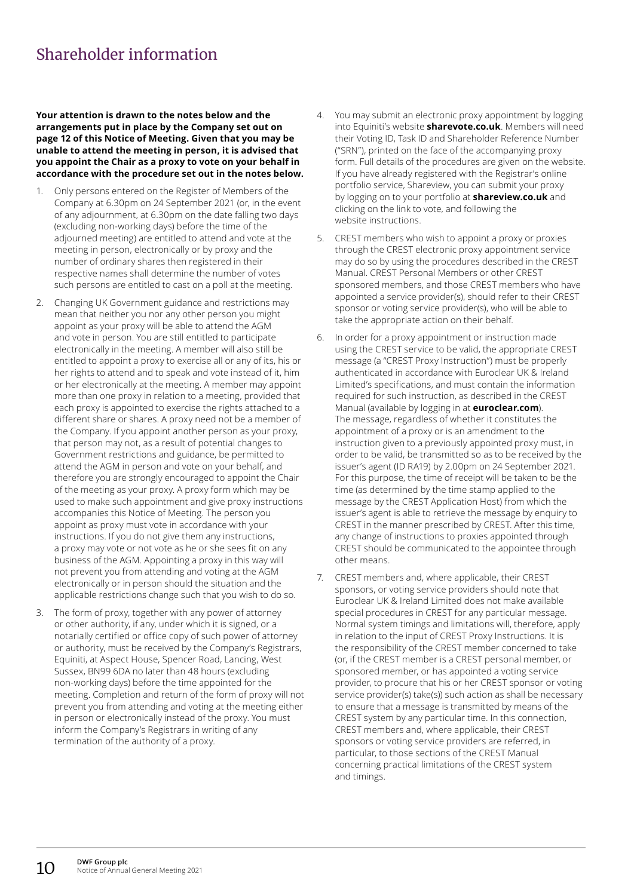# Shareholder information

**Your attention is drawn to the notes below and the arrangements put in place by the Company set out on page 12 of this Notice of Meeting. Given that you may be unable to attend the meeting in person, it is advised that you appoint the Chair as a proxy to vote on your behalf in accordance with the procedure set out in the notes below.**

1. Only persons entered on the Register of Members of the Company at 6.30pm on 24 September 2021 (or, in the event of any adjournment, at 6.30pm on the date falling two days (excluding non-working days) before the time of the adjourned meeting) are entitled to attend and vote at the meeting in person, electronically or by proxy and the number of ordinary shares then registered in their respective names shall determine the number of votes such persons are entitled to cast on a poll at the meeting.
2. Changing UK Government guidance and restrictions may mean that neither you nor any other person you might appoint as your proxy will be able to attend the AGM and vote in person. You are still entitled to participate electronically in the meeting. A member will also still be entitled to appoint a proxy to exercise all or any of its, his or her rights to attend and to speak and vote instead of it, him or her electronically at the meeting. A member may appoint more than one proxy in relation to a meeting, provided that each proxy is appointed to exercise the rights attached to a different share or shares. A proxy need not be a member of the Company. If you appoint another person as your proxy, that person may not, as a result of potential changes to Government restrictions and guidance, be permitted to attend the AGM in person and vote on your behalf, and therefore you are strongly encouraged to appoint the Chair of the meeting as your proxy. A proxy form which may be used to make such appointment and give proxy instructions accompanies this Notice of Meeting. The person you appoint as proxy must vote in accordance with your instructions. If you do not give them any instructions, a proxy may vote or not vote as he or she sees fit on any business of the AGM. Appointing a proxy in this way will not prevent you from attending and voting at the AGM electronically or in person should the situation and the applicable restrictions change such that you wish to do so.
3. The form of proxy, together with any power of attorney or other authority, if any, under which it is signed, or a notarially certified or office copy of such power of attorney or authority, must be received by the Company's Registrars, Equiniti, at Aspect House, Spencer Road, Lancing, West Sussex, BN99 6DA no later than 48 hours (excluding non-working days) before the time appointed for the meeting. Completion and return of the form of proxy will not prevent you from attending and voting at the meeting either in person or electronically instead of the proxy. You must inform the Company's Registrars in writing of any termination of the authority of a proxy.
4. You may submit an electronic proxy appointment by logging into Equiniti's website **sharevote.co.uk**. Members will need their Voting ID, Task ID and Shareholder Reference Number ("SRN"), printed on the face of the accompanying proxy form. Full details of the procedures are given on the website. If you have already registered with the Registrar's online portfolio service, Shareview, you can submit your proxy by logging on to your portfolio at **shareview.co.uk** and clicking on the link to vote, and following the website instructions.
5. CREST members who wish to appoint a proxy or proxies through the CREST electronic proxy appointment service may do so by using the procedures described in the CREST Manual. CREST Personal Members or other CREST sponsored members, and those CREST members who have appointed a service provider(s), should refer to their CREST sponsor or voting service provider(s), who will be able to take the appropriate action on their behalf.
6. In order for a proxy appointment or instruction made using the CREST service to be valid, the appropriate CREST message (a "CREST Proxy Instruction") must be properly authenticated in accordance with Euroclear UK & Ireland Limited's specifications, and must contain the information required for such instruction, as described in the CREST Manual (available by logging in at **euroclear.com**). The message, regardless of whether it constitutes the appointment of a proxy or is an amendment to the instruction given to a previously appointed proxy must, in order to be valid, be transmitted so as to be received by the issuer's agent (ID RA19) by 2.00pm on 24 September 2021. For this purpose, the time of receipt will be taken to be the time (as determined by the time stamp applied to the message by the CREST Application Host) from which the issuer's agent is able to retrieve the message by enquiry to CREST in the manner prescribed by CREST. After this time, any change of instructions to proxies appointed through CREST should be communicated to the appointee through other means.
7. CREST members and, where applicable, their CREST sponsors, or voting service providers should note that Euroclear UK & Ireland Limited does not make available special procedures in CREST for any particular message. Normal system timings and limitations will, therefore, apply in relation to the input of CREST Proxy Instructions. It is the responsibility of the CREST member concerned to take (or, if the CREST member is a CREST personal member, or sponsored member, or has appointed a voting service provider, to procure that his or her CREST sponsor or voting service provider(s) take(s)) such action as shall be necessary to ensure that a message is transmitted by means of the CREST system by any particular time. In this connection, CREST members and, where applicable, their CREST sponsors or voting service providers are referred, in particular, to those sections of the CREST Manual concerning practical limitations of the CREST system and timings.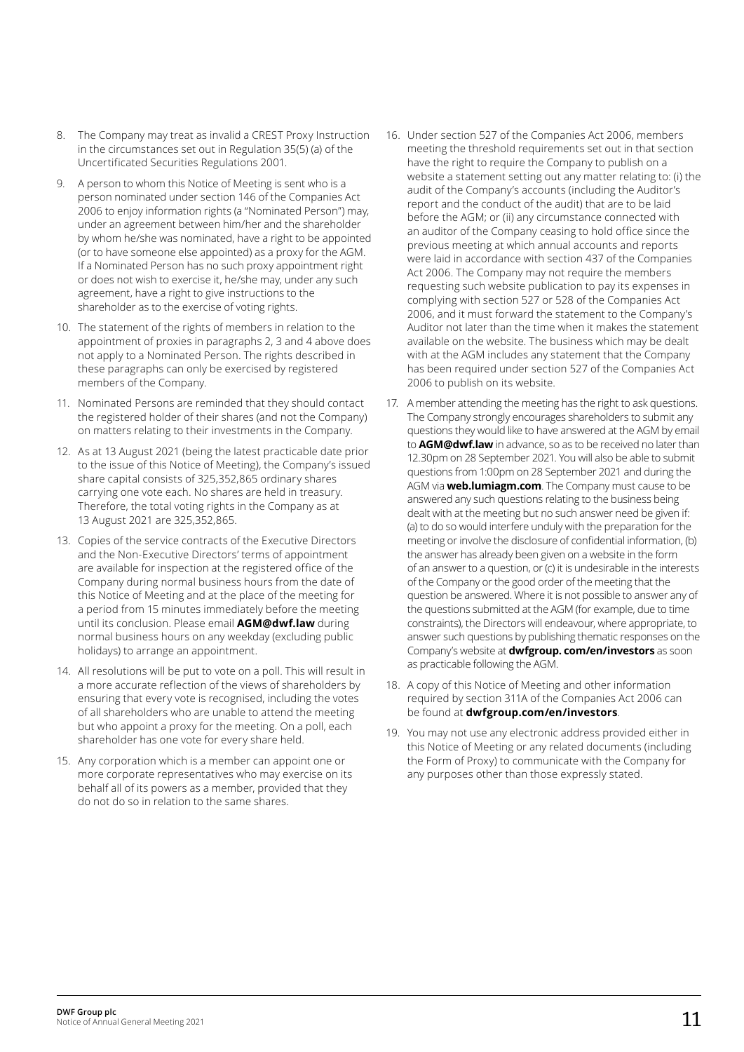8. The Company may treat as invalid a CREST Proxy Instruction in the circumstances set out in Regulation 35(5) (a) of the Uncertificated Securities Regulations 2001.

9. A person to whom this Notice of Meeting is sent who is a person nominated under section 146 of the Companies Act 2006 to enjoy information rights (a "Nominated Person") may, under an agreement between him/her and the shareholder by whom he/she was nominated, have a right to be appointed (or to have someone else appointed) as a proxy for the AGM. If a Nominated Person has no such proxy appointment right or does not wish to exercise it, he/she may, under any such agreement, have a right to give instructions to the shareholder as to the exercise of voting rights.

10. The statement of the rights of members in relation to the appointment of proxies in paragraphs 2, 3 and 4 above does not apply to a Nominated Person. The rights described in these paragraphs can only be exercised by registered members of the Company.

11. Nominated Persons are reminded that they should contact the registered holder of their shares (and not the Company) on matters relating to their investments in the Company.

12. As at 13 August 2021 (being the latest practicable date prior to the issue of this Notice of Meeting), the Company's issued share capital consists of 325,352,865 ordinary shares carrying one vote each. No shares are held in treasury. Therefore, the total voting rights in the Company as at 13 August 2021 are 325,352,865.

13. Copies of the service contracts of the Executive Directors and the Non-Executive Directors' terms of appointment are available for inspection at the registered office of the Company during normal business hours from the date of this Notice of Meeting and at the place of the meeting for a period from 15 minutes immediately before the meeting until its conclusion. Please email **AGM@dwf.law** during normal business hours on any weekday (excluding public holidays) to arrange an appointment.

14. All resolutions will be put to vote on a poll. This will result in a more accurate reflection of the views of shareholders by ensuring that every vote is recognised, including the votes of all shareholders who are unable to attend the meeting but who appoint a proxy for the meeting. On a poll, each shareholder has one vote for every share held.

15. Any corporation which is a member can appoint one or more corporate representatives who may exercise on its behalf all of its powers as a member, provided that they do not do so in relation to the same shares.

16. Under section 527 of the Companies Act 2006, members meeting the threshold requirements set out in that section have the right to require the Company to publish on a website a statement setting out any matter relating to: (i) the audit of the Company's accounts (including the Auditor's report and the conduct of the audit) that are to be laid before the AGM; or (ii) any circumstance connected with an auditor of the Company ceasing to hold office since the previous meeting at which annual accounts and reports were laid in accordance with section 437 of the Companies Act 2006. The Company may not require the members requesting such website publication to pay its expenses in complying with section 527 or 528 of the Companies Act 2006, and it must forward the statement to the Company's Auditor not later than the time when it makes the statement available on the website. The business which may be dealt with at the AGM includes any statement that the Company has been required under section 527 of the Companies Act 2006 to publish on its website.

17. A member attending the meeting has the right to ask questions. The Company strongly encourages shareholders to submit any questions they would like to have answered at the AGM by email to **AGM@dwf.law** in advance, so as to be received no later than 12.30pm on 28 September 2021. You will also be able to submit questions from 1:00pm on 28 September 2021 and during the AGM via **web.lumiagm.com**. The Company must cause to be answered any such questions relating to the business being dealt with at the meeting but no such answer need be given if: (a) to do so would interfere unduly with the preparation for the meeting or involve the disclosure of confidential information, (b) the answer has already been given on a website in the form of an answer to a question, or (c) it is undesirable in the interests of the Company or the good order of the meeting that the question be answered. Where it is not possible to answer any of the questions submitted at the AGM (for example, due to time constraints), the Directors will endeavour, where appropriate, to answer such questions by publishing thematic responses on the Company's website at **dwfgroup. com/en/investors** as soon as practicable following the AGM.

18. A copy of this Notice of Meeting and other information required by section 311A of the Companies Act 2006 can be found at **dwfgroup.com/en/investors**.

19. You may not use any electronic address provided either in this Notice of Meeting or any related documents (including the Form of Proxy) to communicate with the Company for any purposes other than those expressly stated.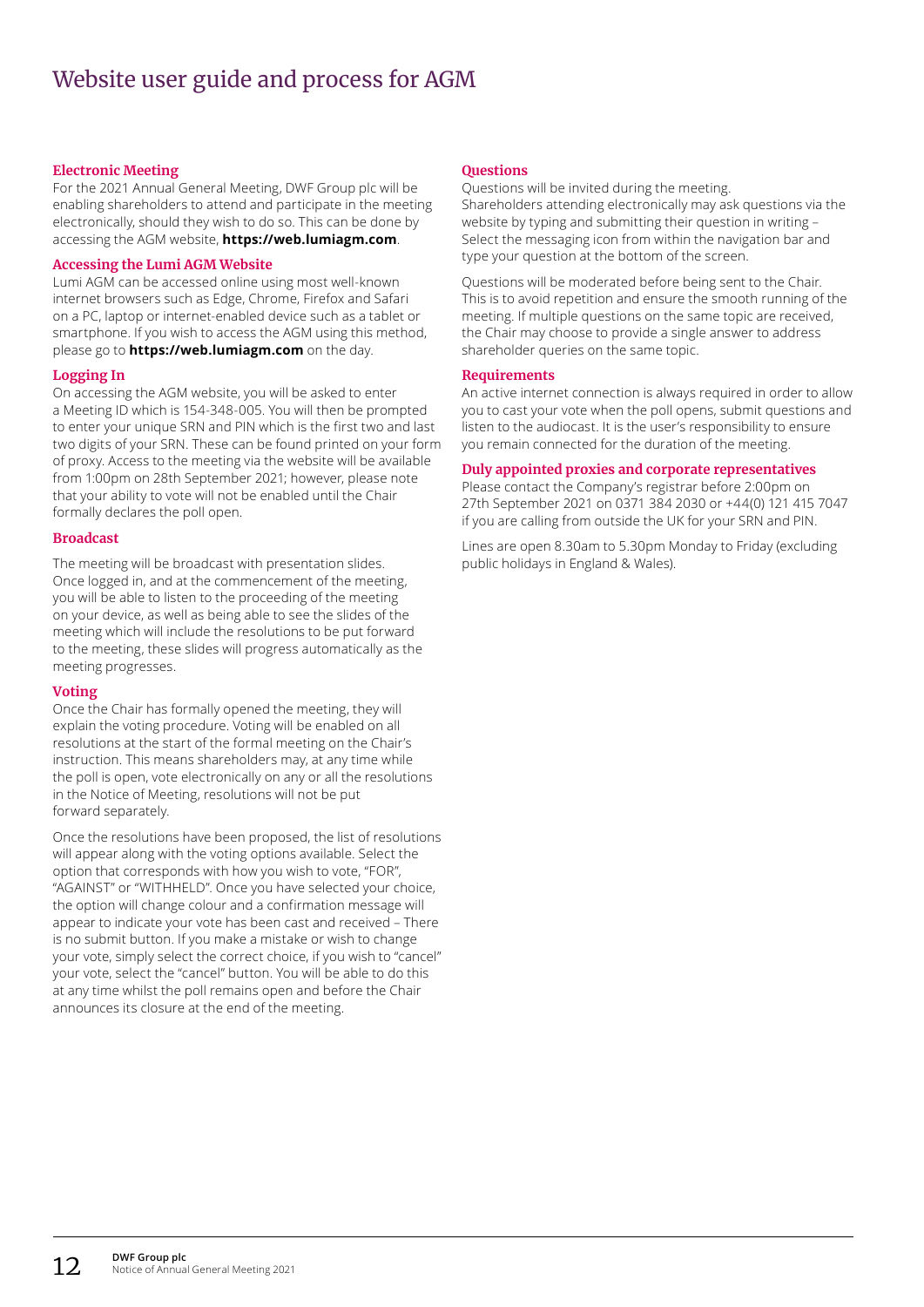# Website user guide and process for AGM

### Electronic Meeting

For the 2021 Annual General Meeting, DWF Group plc will be enabling shareholders to attend and participate in the meeting electronically, should they wish to do so. This can be done by accessing the AGM website, **https://web.lumiagm.com**.

### Accessing the Lumi AGM Website

Lumi AGM can be accessed online using most well-known internet browsers such as Edge, Chrome, Firefox and Safari on a PC, laptop or internet-enabled device such as a tablet or smartphone. If you wish to access the AGM using this method, please go to **https://web.lumiagm.com** on the day.

### Logging In

On accessing the AGM website, you will be asked to enter a Meeting ID which is 154-348-005. You will then be prompted to enter your unique SRN and PIN which is the first two and last two digits of your SRN. These can be found printed on your form of proxy. Access to the meeting via the website will be available from 1:00pm on 28th September 2021; however, please note that your ability to vote will not be enabled until the Chair formally declares the poll open.

### Broadcast

The meeting will be broadcast with presentation slides. Once logged in, and at the commencement of the meeting, you will be able to listen to the proceeding of the meeting on your device, as well as being able to see the slides of the meeting which will include the resolutions to be put forward to the meeting, these slides will progress automatically as the meeting progresses.

### Voting

Once the Chair has formally opened the meeting, they will explain the voting procedure. Voting will be enabled on all resolutions at the start of the formal meeting on the Chair's instruction. This means shareholders may, at any time while the poll is open, vote electronically on any or all the resolutions in the Notice of Meeting, resolutions will not be put forward separately.

Once the resolutions have been proposed, the list of resolutions will appear along with the voting options available. Select the option that corresponds with how you wish to vote, "FOR", "AGAINST" or "WITHHELD". Once you have selected your choice, the option will change colour and a confirmation message will appear to indicate your vote has been cast and received – There is no submit button. If you make a mistake or wish to change your vote, simply select the correct choice, if you wish to "cancel" your vote, select the "cancel" button. You will be able to do this at any time whilst the poll remains open and before the Chair announces its closure at the end of the meeting.

### Questions

Questions will be invited during the meeting.
Shareholders attending electronically may ask questions via the website by typing and submitting their question in writing – Select the messaging icon from within the navigation bar and type your question at the bottom of the screen.

Questions will be moderated before being sent to the Chair. This is to avoid repetition and ensure the smooth running of the meeting. If multiple questions on the same topic are received, the Chair may choose to provide a single answer to address shareholder queries on the same topic.

### Requirements

An active internet connection is always required in order to allow you to cast your vote when the poll opens, submit questions and listen to the audiocast. It is the user's responsibility to ensure you remain connected for the duration of the meeting.

### Duly appointed proxies and corporate representatives

Please contact the Company's registrar before 2:00pm on 27th September 2021 on 0371 384 2030 or +44(0) 121 415 7047 if you are calling from outside the UK for your SRN and PIN.

Lines are open 8.30am to 5.30pm Monday to Friday (excluding public holidays in England & Wales).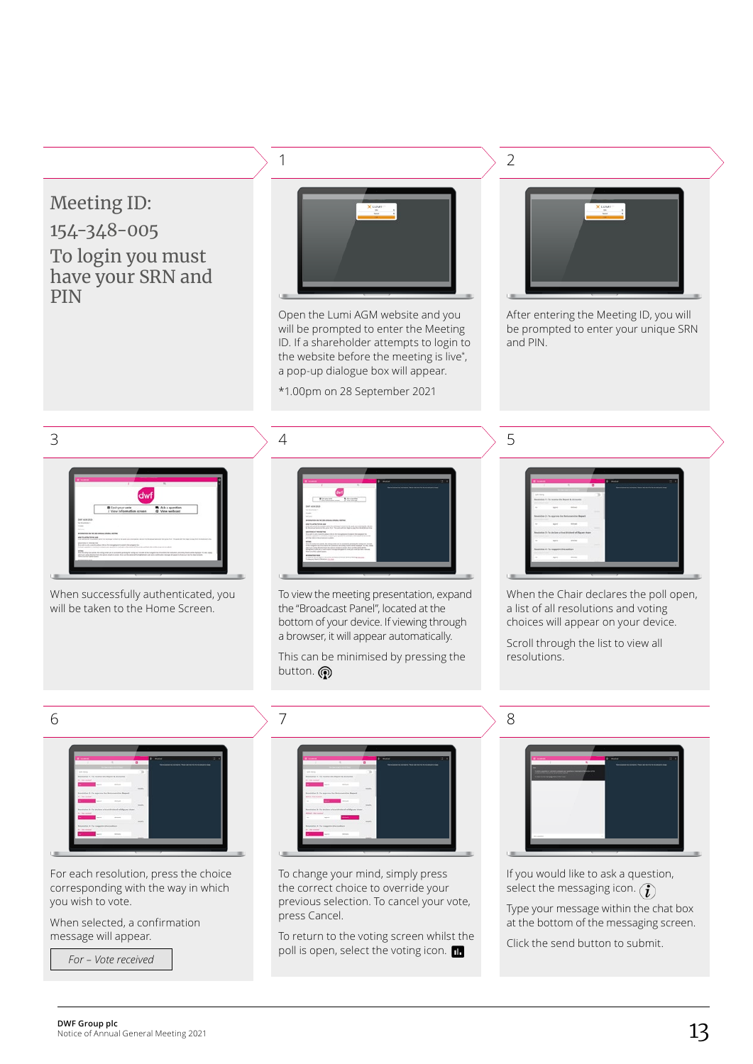Meeting ID:
154-348-005
To login you must have your SRN and PIN

1

Open the Lumi AGM website and you will be prompted to enter the Meeting ID. If a shareholder attempts to login to the website before the meeting is live*, a pop-up dialogue box will appear.

*1.00pm on 28 September 2021

2

After entering the Meeting ID, you will be prompted to enter your unique SRN and PIN.

3

When successfully authenticated, you will be taken to the Home Screen.

4

To view the meeting presentation, expand the "Broadcast Panel", located at the bottom of your device. If viewing through a browser, it will appear automatically.

This can be minimised by pressing the button.

5

When the Chair declares the poll open, a list of all resolutions and voting choices will appear on your device.

Scroll through the list to view all resolutions.

6

For each resolution, press the choice corresponding with the way in which you wish to vote.

When selected, a confirmation message will appear.

*For – Vote received*

7

To change your mind, simply press the correct choice to override your previous selection. To cancel your vote, press Cancel.

To return to the voting screen whilst the poll is open, select the voting icon.

8

If you would like to ask a question, select the messaging icon.

Type your message within the chat box at the bottom of the messaging screen.

Click the send button to submit.

**DWF Group plc**
Notice of Annual General Meeting 2021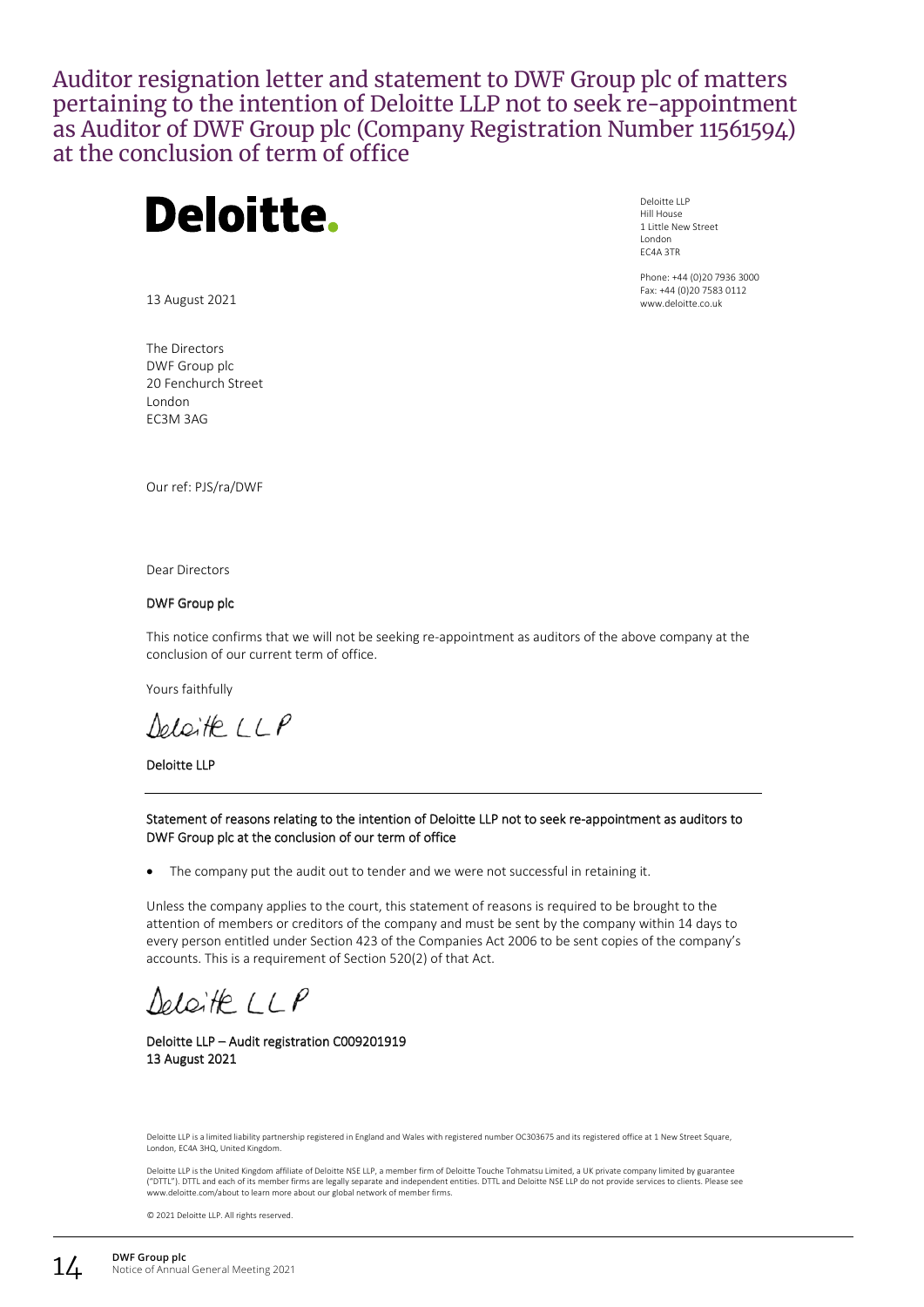# Auditor resignation letter and statement to DWF Group plc of matters pertaining to the intention of Deloitte LLP not to seek re-appointment as Auditor of DWF Group plc (Company Registration Number 11561594) at the conclusion of term of office

**Deloitte.**

Deloitte LLP
Hill House
1 Little New Street
London
EC4A 3TR

Phone: +44 (0)20 7936 3000
Fax: +44 (0)20 7583 0112
www.deloitte.co.uk

13 August 2021

The Directors
DWF Group plc
20 Fenchurch Street
London
EC3M 3AG

Our ref: PJS/ra/DWF

Dear Directors

**DWF Group plc**

This notice confirms that we will not be seeking re-appointment as auditors of the above company at the conclusion of our current term of office.

Yours faithfully

Deloitte LLP

**Deloitte LLP**

---

**Statement of reasons relating to the intention of Deloitte LLP not to seek re-appointment as auditors to DWF Group plc at the conclusion of our term of office**

- The company put the audit out to tender and we were not successful in retaining it.

Unless the company applies to the court, this statement of reasons is required to be brought to the attention of members or creditors of the company and must be sent by the company within 14 days to every person entitled under Section 423 of the Companies Act 2006 to be sent copies of the company's accounts. This is a requirement of Section 520(2) of that Act.

Deloitte LLP

**Deloitte LLP – Audit registration C009201919**
**13 August 2021**

Deloitte LLP is a limited liability partnership registered in England and Wales with registered number OC303675 and its registered office at 1 New Street Square, London, EC4A 3HQ, United Kingdom.

Deloitte LLP is the United Kingdom affiliate of Deloitte NSE LLP, a member firm of Deloitte Touche Tohmatsu Limited, a UK private company limited by guarantee ("DTTL"). DTTL and each of its member firms are legally separate and independent entities. DTTL and Deloitte NSE LLP do not provide services to clients. Please see www.deloitte.com/about to learn more about our global network of member firms.

© 2021 Deloitte LLP. All rights reserved.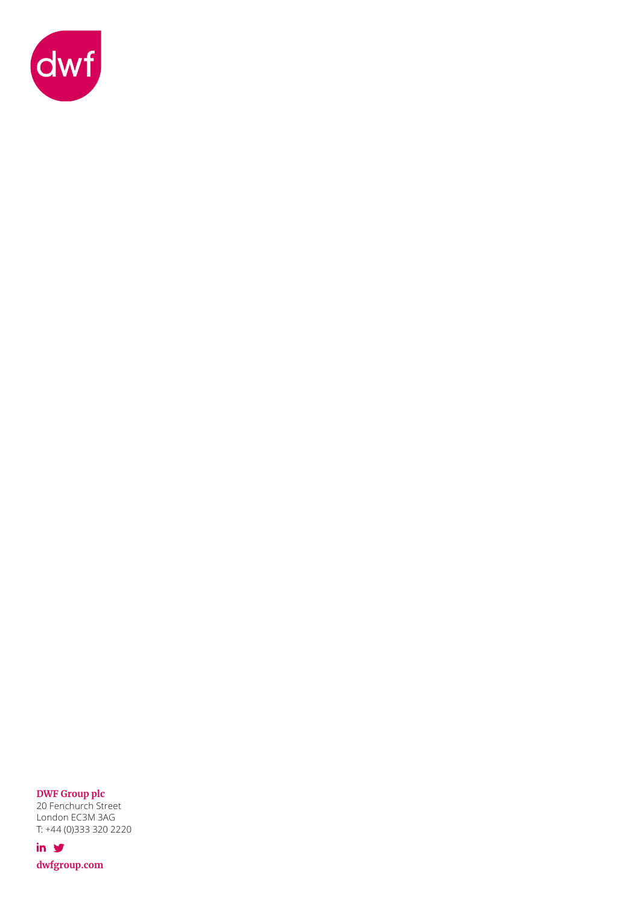dwf

**DWF Group plc**
20 Fenchurch Street
London EC3M 3AG
T: +44 (0)333 320 2220

**dwfgroup.com**